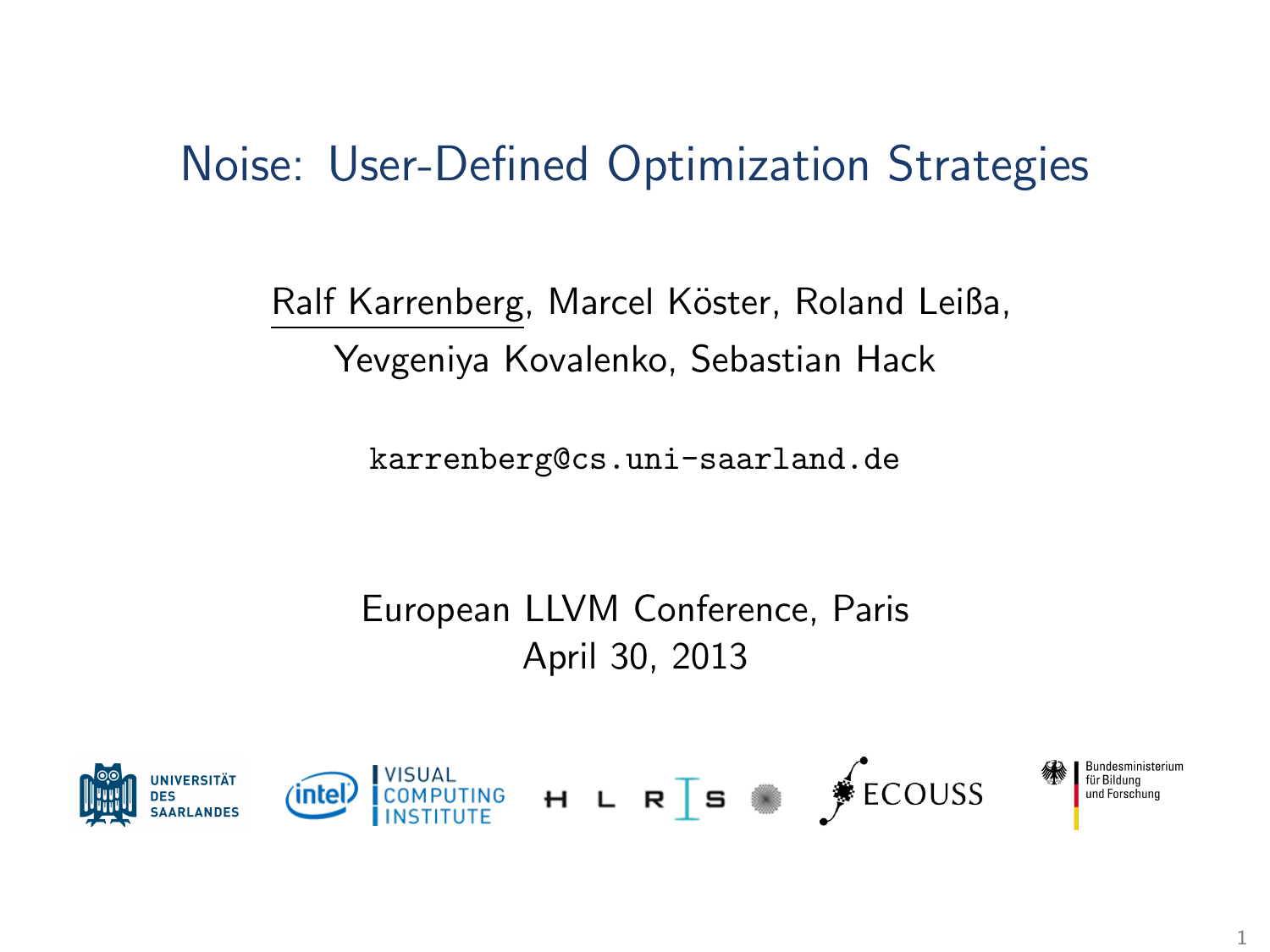# Noise: User-Defined Optimization Strategies

Ralf Karrenberg, Marcel Köster, Roland Leißa,
Yevgeniya Kovalenko, Sebastian Hack

`karrenberg@cs.uni-saarland.de`

European LLVM Conference, Paris
April 30, 2013

UNIVERSITÄT DES SAARLANDES

intel | VISUAL COMPUTING INSTITUTE

HLRS

ECOUSS

Bundesministerium für Bildung und Forschung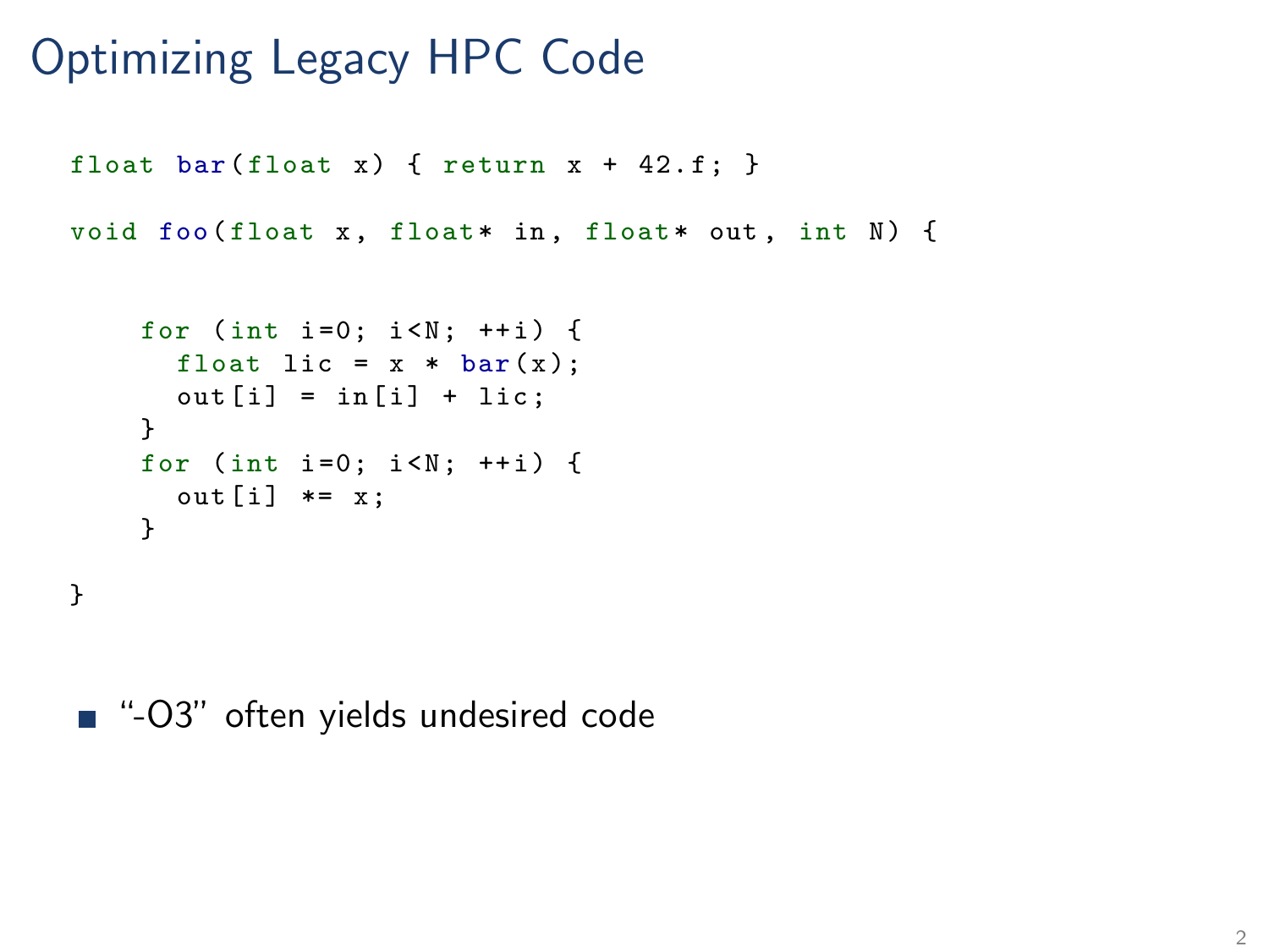# Optimizing Legacy HPC Code

```
float bar(float x) { return x + 42.f; }

void foo(float x, float* in, float* out, int N) {


    for (int i=0; i<N; ++i) {
      float lic = x * bar(x);
      out[i] = in[i] + lic;
    }
    for (int i=0; i<N; ++i) {
      out[i] *= x;
    }

}
```

- "-O3" often yields undesired code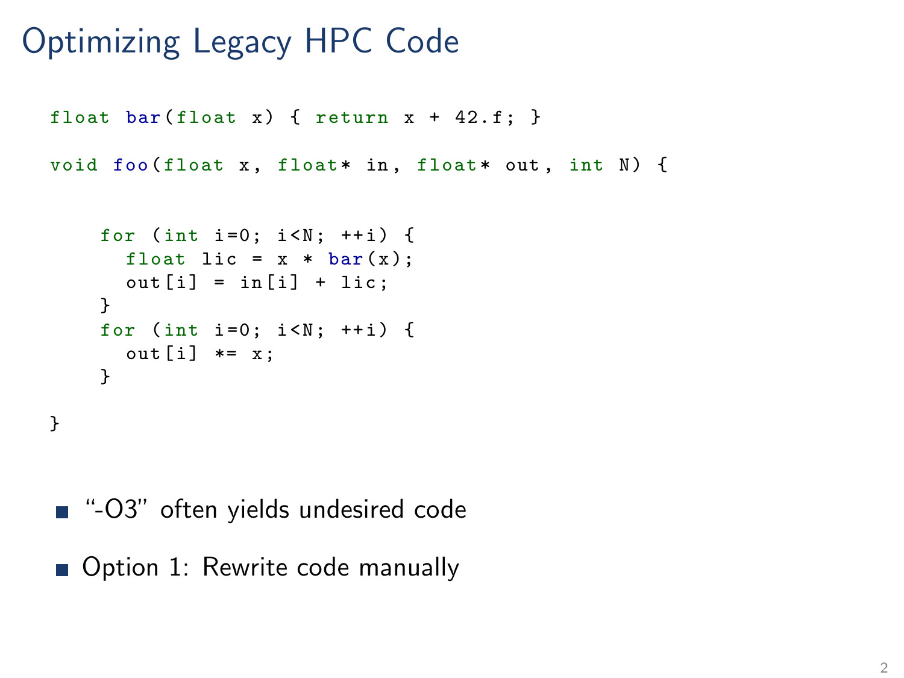# Optimizing Legacy HPC Code

```
float bar(float x) { return x + 42.f; }

void foo(float x, float* in, float* out, int N) {


    for (int i=0; i<N; ++i) {
      float lic = x * bar(x);
      out[i] = in[i] + lic;
    }
    for (int i=0; i<N; ++i) {
      out[i] *= x;
    }

}
```

- “-O3” often yields undesired code
- Option 1: Rewrite code manually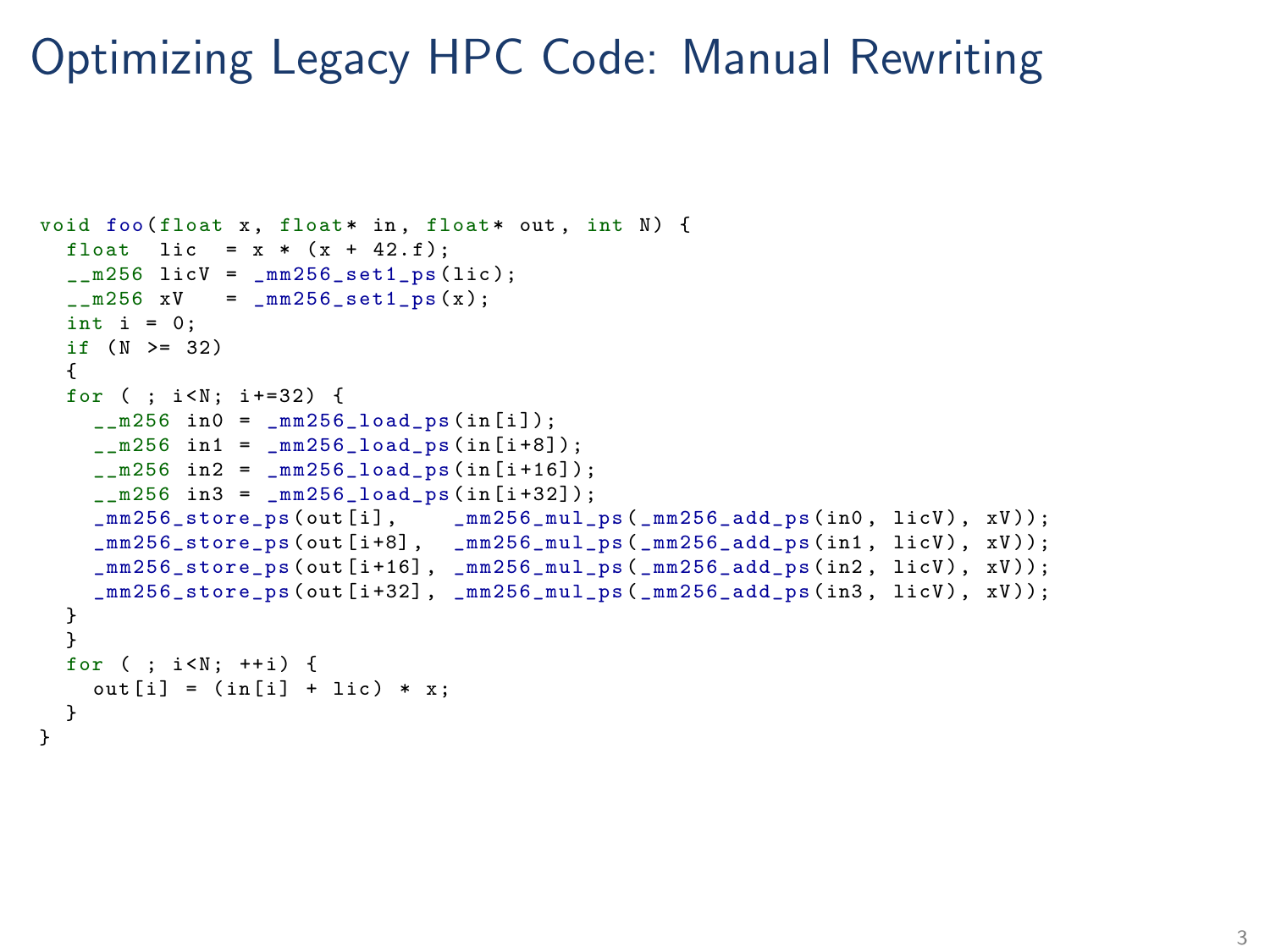# Optimizing Legacy HPC Code: Manual Rewriting

```
void foo(float x, float* in, float* out, int N) {
  float  lic  = x * (x + 42.f);
  __m256 licV = _mm256_set1_ps(lic);
  __m256 xV   = _mm256_set1_ps(x);
  int i = 0;
  if (N >= 32)
  {
  for ( ; i<N; i+=32) {
    __m256 in0 = _mm256_load_ps(in[i]);
    __m256 in1 = _mm256_load_ps(in[i+8]);
    __m256 in2 = _mm256_load_ps(in[i+16]);
    __m256 in3 = _mm256_load_ps(in[i+32]);
    _mm256_store_ps(out[i],    _mm256_mul_ps(_mm256_add_ps(in0, licV), xV));
    _mm256_store_ps(out[i+8],  _mm256_mul_ps(_mm256_add_ps(in1, licV), xV));
    _mm256_store_ps(out[i+16], _mm256_mul_ps(_mm256_add_ps(in2, licV), xV));
    _mm256_store_ps(out[i+32], _mm256_mul_ps(_mm256_add_ps(in3, licV), xV));
  }
  }
  for ( ; i<N; ++i) {
    out[i] = (in[i] + lic) * x;
  }
}
```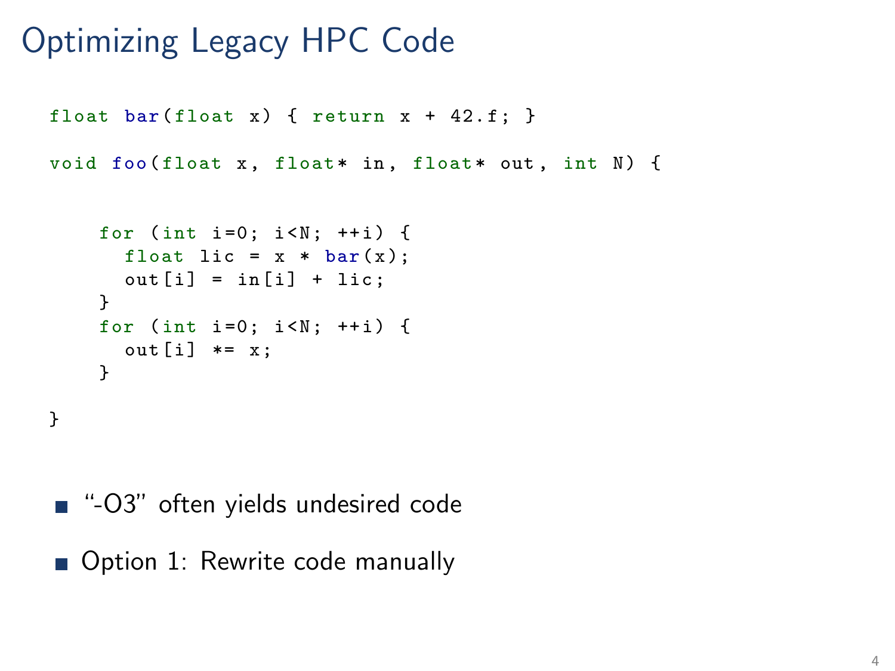# Optimizing Legacy HPC Code

```
float bar(float x) { return x + 42.f; }

void foo(float x, float* in, float* out, int N) {


    for (int i=0; i<N; ++i) {
      float lic = x * bar(x);
      out[i] = in[i] + lic;
    }
    for (int i=0; i<N; ++i) {
      out[i] *= x;
    }

}
```

- “-O3” often yields undesired code
- Option 1: Rewrite code manually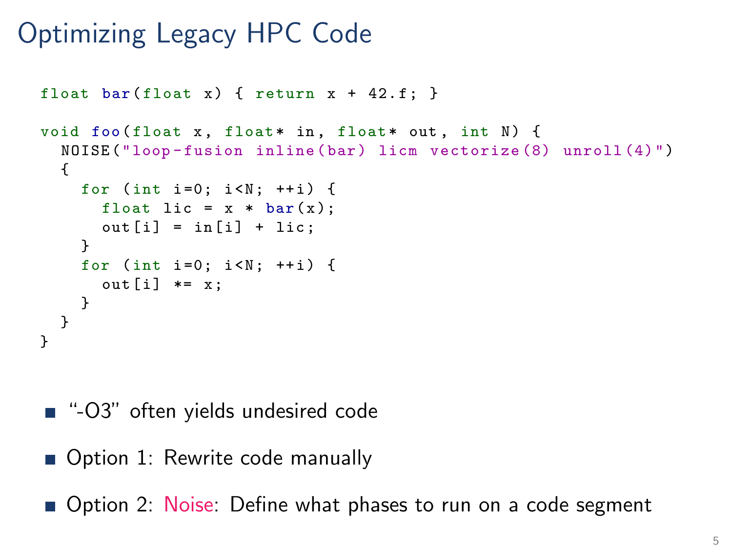# Optimizing Legacy HPC Code

```
float bar(float x) { return x + 42.f; }

void foo(float x, float* in, float* out, int N) {
  NOISE("loop-fusion inline(bar) licm vectorize(8) unroll(4)")
  {
    for (int i=0; i<N; ++i) {
      float lic = x * bar(x);
      out[i] = in[i] + lic;
    }
    for (int i=0; i<N; ++i) {
      out[i] *= x;
    }
  }
}
```

- "-O3" often yields undesired code
- Option 1: Rewrite code manually
- Option 2: Noise: Define what phases to run on a code segment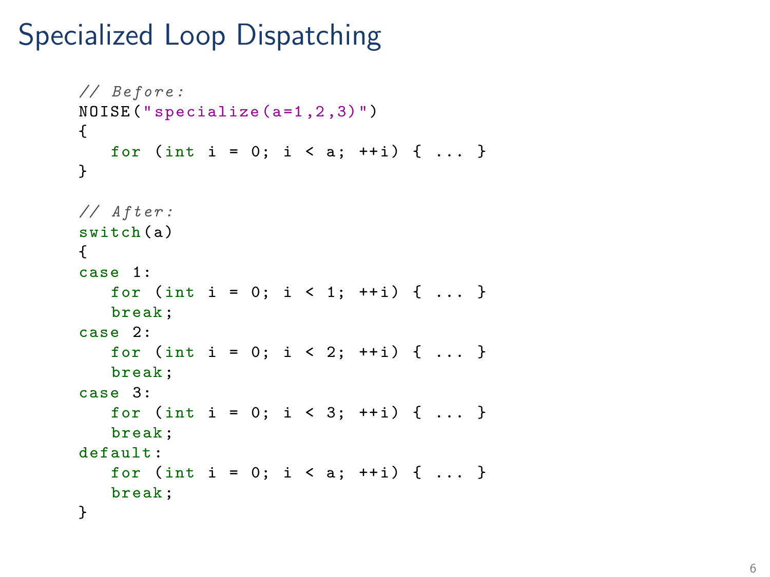# Specialized Loop Dispatching

```
// Before:
NOISE("specialize(a=1,2,3)")
{
   for (int i = 0; i < a; ++i) { ... }
}

// After:
switch(a)
{
case 1:
   for (int i = 0; i < 1; ++i) { ... }
   break;
case 2:
   for (int i = 0; i < 2; ++i) { ... }
   break;
case 3:
   for (int i = 0; i < 3; ++i) { ... }
   break;
default:
   for (int i = 0; i < a; ++i) { ... }
   break;
}
```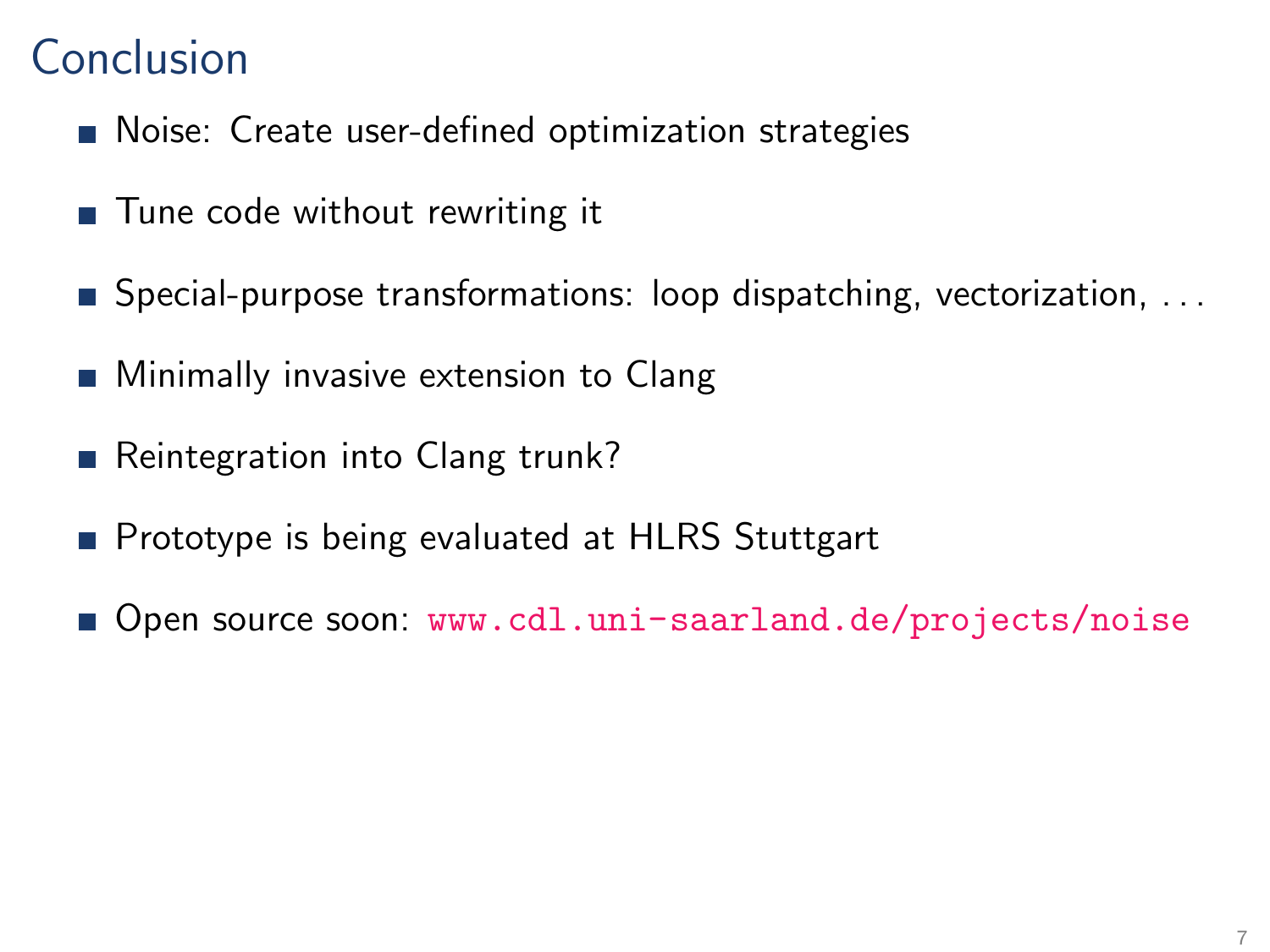# Conclusion

- Noise: Create user-defined optimization strategies
- Tune code without rewriting it
- Special-purpose transformations: loop dispatching, vectorization, ...
- Minimally invasive extension to Clang
- Reintegration into Clang trunk?
- Prototype is being evaluated at HLRS Stuttgart
- Open source soon: `www.cdl.uni-saarland.de/projects/noise`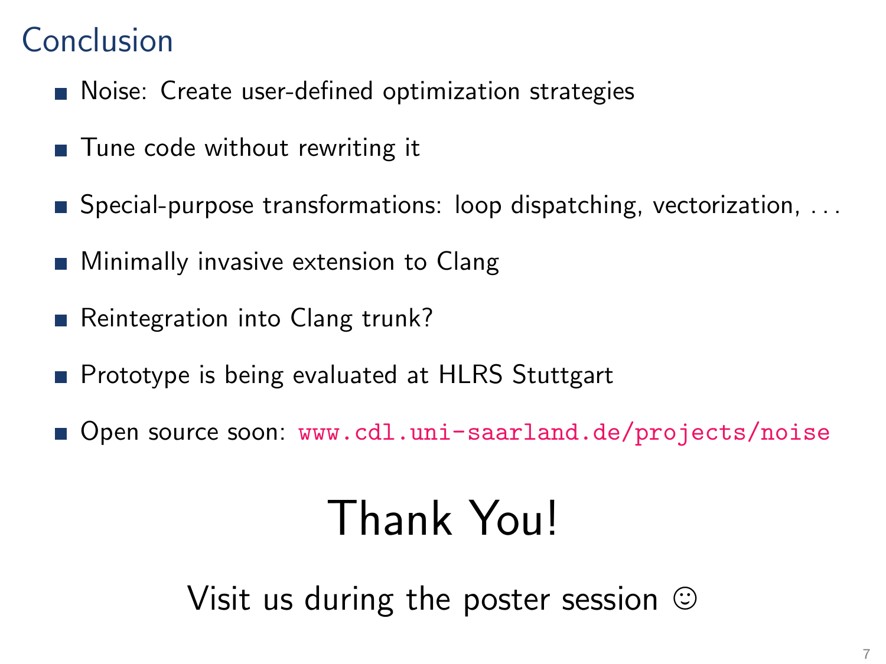# Conclusion

- Noise: Create user-defined optimization strategies
- Tune code without rewriting it
- Special-purpose transformations: loop dispatching, vectorization, ...
- Minimally invasive extension to Clang
- Reintegration into Clang trunk?
- Prototype is being evaluated at HLRS Stuttgart
- Open source soon: `www.cdl.uni-saarland.de/projects/noise`

# Thank You!

Visit us during the poster session ☺